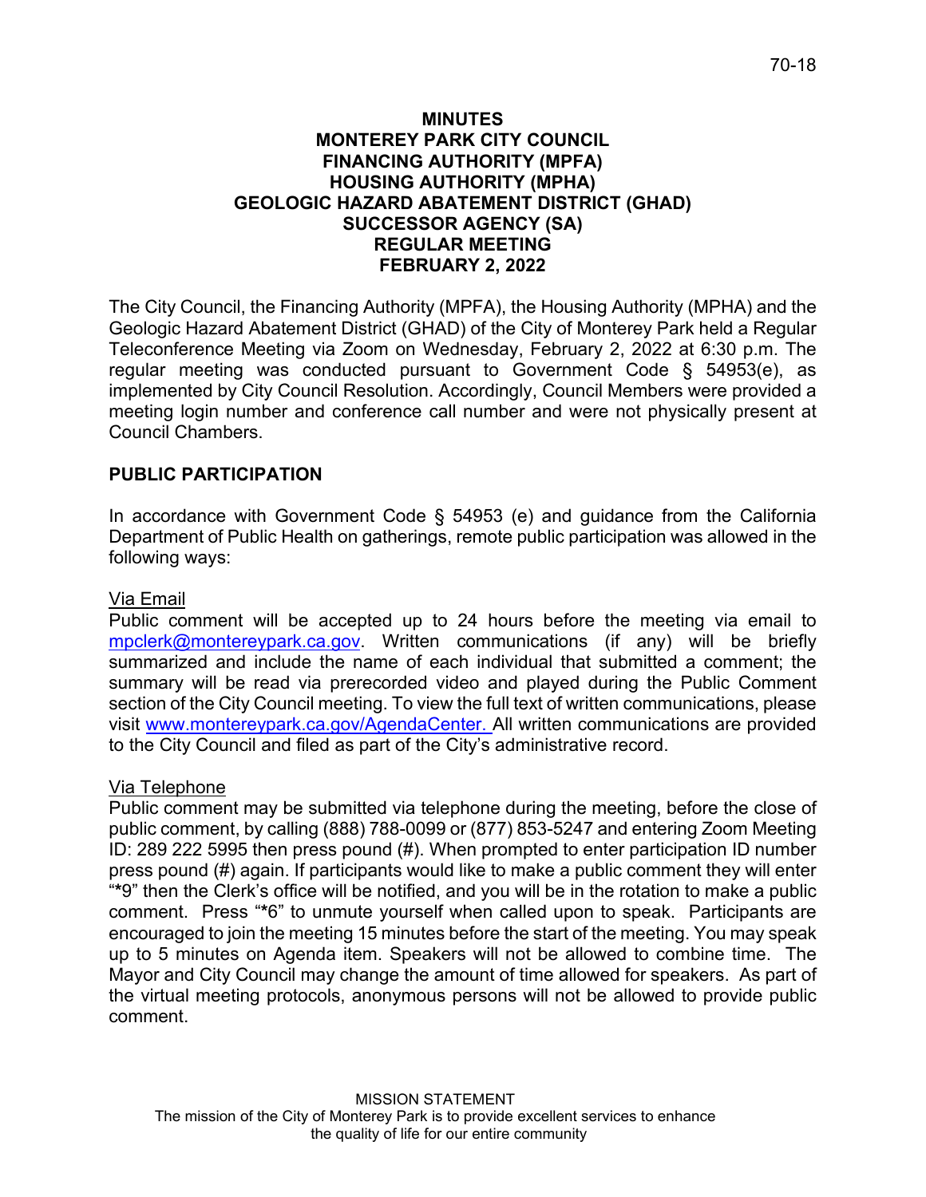# MINUTES
# MONTEREY PARK CITY COUNCIL
# FINANCING AUTHORITY (MPFA)
# HOUSING AUTHORITY (MPHA)
# GEOLOGIC HAZARD ABATEMENT DISTRICT (GHAD)
# SUCCESSOR AGENCY (SA)
# REGULAR MEETING
# FEBRUARY 2, 2022

The City Council, the Financing Authority (MPFA), the Housing Authority (MPHA) and the Geologic Hazard Abatement District (GHAD) of the City of Monterey Park held a Regular Teleconference Meeting via Zoom on Wednesday, February 2, 2022 at 6:30 p.m. The regular meeting was conducted pursuant to Government Code § 54953(e), as implemented by City Council Resolution. Accordingly, Council Members were provided a meeting login number and conference call number and were not physically present at Council Chambers.

## PUBLIC PARTICIPATION

In accordance with Government Code § 54953 (e) and guidance from the California Department of Public Health on gatherings, remote public participation was allowed in the following ways:

Via Email

Public comment will be accepted up to 24 hours before the meeting via email to mpclerk@montereypark.ca.gov. Written communications (if any) will be briefly summarized and include the name of each individual that submitted a comment; the summary will be read via prerecorded video and played during the Public Comment section of the City Council meeting. To view the full text of written communications, please visit www.montereypark.ca.gov/AgendaCenter. All written communications are provided to the City Council and filed as part of the City's administrative record.

Via Telephone

Public comment may be submitted via telephone during the meeting, before the close of public comment, by calling (888) 788-0099 or (877) 853-5247 and entering Zoom Meeting ID: 289 222 5995 then press pound (#). When prompted to enter participation ID number press pound (#) again. If participants would like to make a public comment they will enter "*9" then the Clerk's office will be notified, and you will be in the rotation to make a public comment. Press "*6" to unmute yourself when called upon to speak. Participants are encouraged to join the meeting 15 minutes before the start of the meeting. You may speak up to 5 minutes on Agenda item. Speakers will not be allowed to combine time. The Mayor and City Council may change the amount of time allowed for speakers. As part of the virtual meeting protocols, anonymous persons will not be allowed to provide public comment.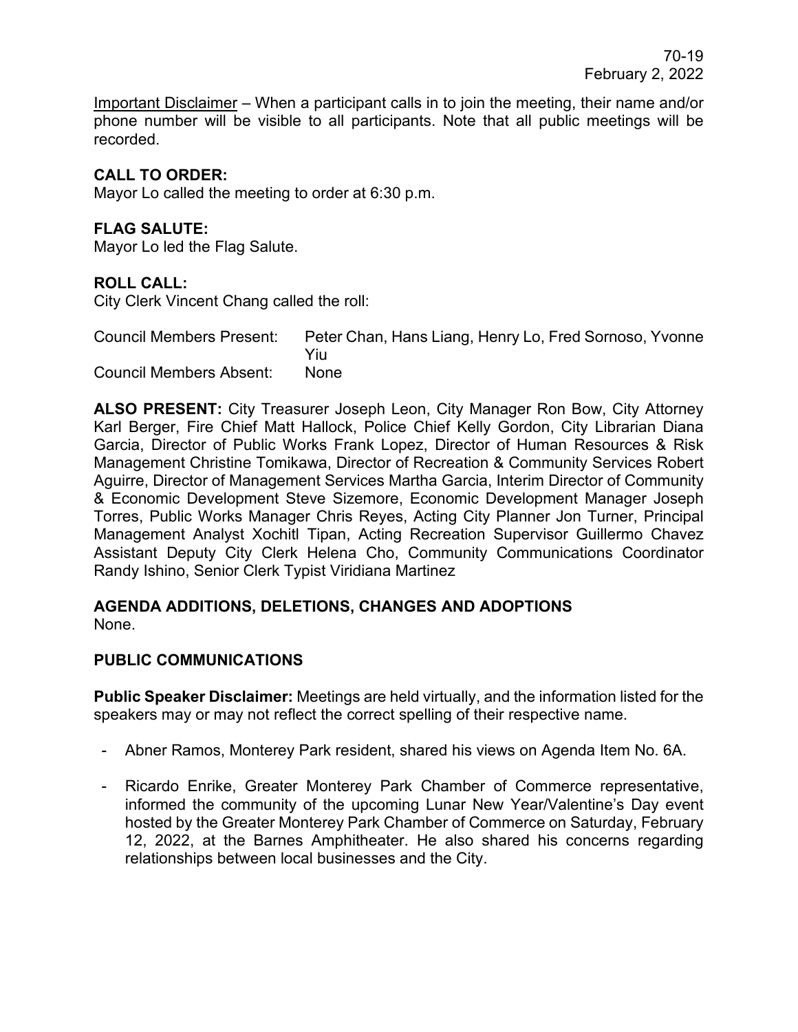Important Disclaimer – When a participant calls in to join the meeting, their name and/or phone number will be visible to all participants. Note that all public meetings will be recorded.

**CALL TO ORDER:**
Mayor Lo called the meeting to order at 6:30 p.m.

**FLAG SALUTE:**
Mayor Lo led the Flag Salute.

**ROLL CALL:**
City Clerk Vincent Chang called the roll:

| | |
|---|---|
| Council Members Present: | Peter Chan, Hans Liang, Henry Lo, Fred Sornoso, Yvonne Yiu |
| Council Members Absent: | None |

**ALSO PRESENT:** City Treasurer Joseph Leon, City Manager Ron Bow, City Attorney Karl Berger, Fire Chief Matt Hallock, Police Chief Kelly Gordon, City Librarian Diana Garcia, Director of Public Works Frank Lopez, Director of Human Resources & Risk Management Christine Tomikawa, Director of Recreation & Community Services Robert Aguirre, Director of Management Services Martha Garcia, Interim Director of Community & Economic Development Steve Sizemore, Economic Development Manager Joseph Torres, Public Works Manager Chris Reyes, Acting City Planner Jon Turner, Principal Management Analyst Xochitl Tipan, Acting Recreation Supervisor Guillermo Chavez Assistant Deputy City Clerk Helena Cho, Community Communications Coordinator Randy Ishino, Senior Clerk Typist Viridiana Martinez

**AGENDA ADDITIONS, DELETIONS, CHANGES AND ADOPTIONS**
None.

**PUBLIC COMMUNICATIONS**

**Public Speaker Disclaimer:** Meetings are held virtually, and the information listed for the speakers may or may not reflect the correct spelling of their respective name.

- Abner Ramos, Monterey Park resident, shared his views on Agenda Item No. 6A.
- Ricardo Enrike, Greater Monterey Park Chamber of Commerce representative, informed the community of the upcoming Lunar New Year/Valentine's Day event hosted by the Greater Monterey Park Chamber of Commerce on Saturday, February 12, 2022, at the Barnes Amphitheater. He also shared his concerns regarding relationships between local businesses and the City.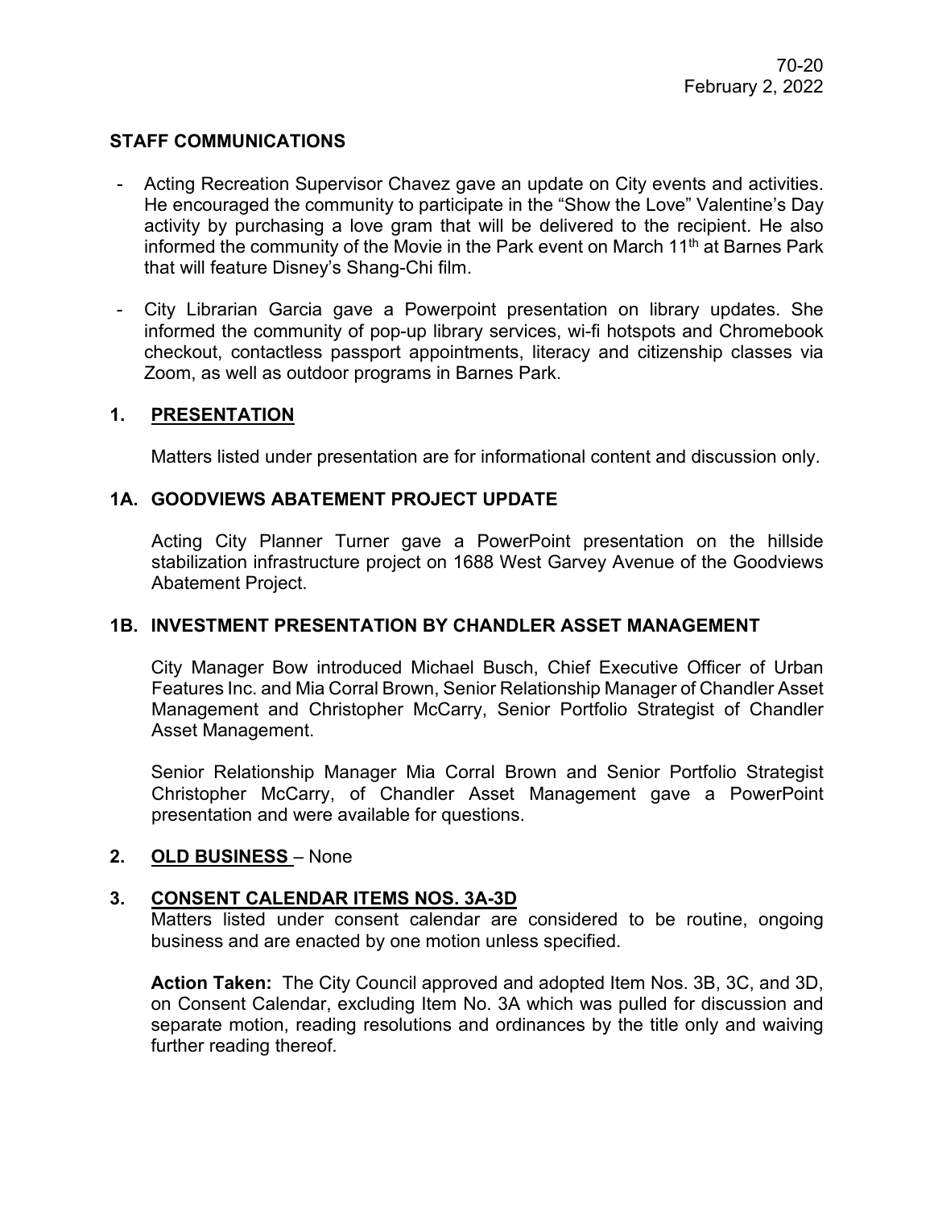### STAFF COMMUNICATIONS

- Acting Recreation Supervisor Chavez gave an update on City events and activities. He encouraged the community to participate in the "Show the Love" Valentine's Day activity by purchasing a love gram that will be delivered to the recipient. He also informed the community of the Movie in the Park event on March 11th at Barnes Park that will feature Disney's Shang-Chi film.

- City Librarian Garcia gave a Powerpoint presentation on library updates. She informed the community of pop-up library services, wi-fi hotspots and Chromebook checkout, contactless passport appointments, literacy and citizenship classes via Zoom, as well as outdoor programs in Barnes Park.

### 1. PRESENTATION

Matters listed under presentation are for informational content and discussion only.

### 1A. GOODVIEWS ABATEMENT PROJECT UPDATE

Acting City Planner Turner gave a PowerPoint presentation on the hillside stabilization infrastructure project on 1688 West Garvey Avenue of the Goodviews Abatement Project.

### 1B. INVESTMENT PRESENTATION BY CHANDLER ASSET MANAGEMENT

City Manager Bow introduced Michael Busch, Chief Executive Officer of Urban Features Inc. and Mia Corral Brown, Senior Relationship Manager of Chandler Asset Management and Christopher McCarry, Senior Portfolio Strategist of Chandler Asset Management.

Senior Relationship Manager Mia Corral Brown and Senior Portfolio Strategist Christopher McCarry, of Chandler Asset Management gave a PowerPoint presentation and were available for questions.

### 2. OLD BUSINESS – None

### 3. CONSENT CALENDAR ITEMS NOS. 3A-3D

Matters listed under consent calendar are considered to be routine, ongoing business and are enacted by one motion unless specified.

**Action Taken:** The City Council approved and adopted Item Nos. 3B, 3C, and 3D, on Consent Calendar, excluding Item No. 3A which was pulled for discussion and separate motion, reading resolutions and ordinances by the title only and waiving further reading thereof.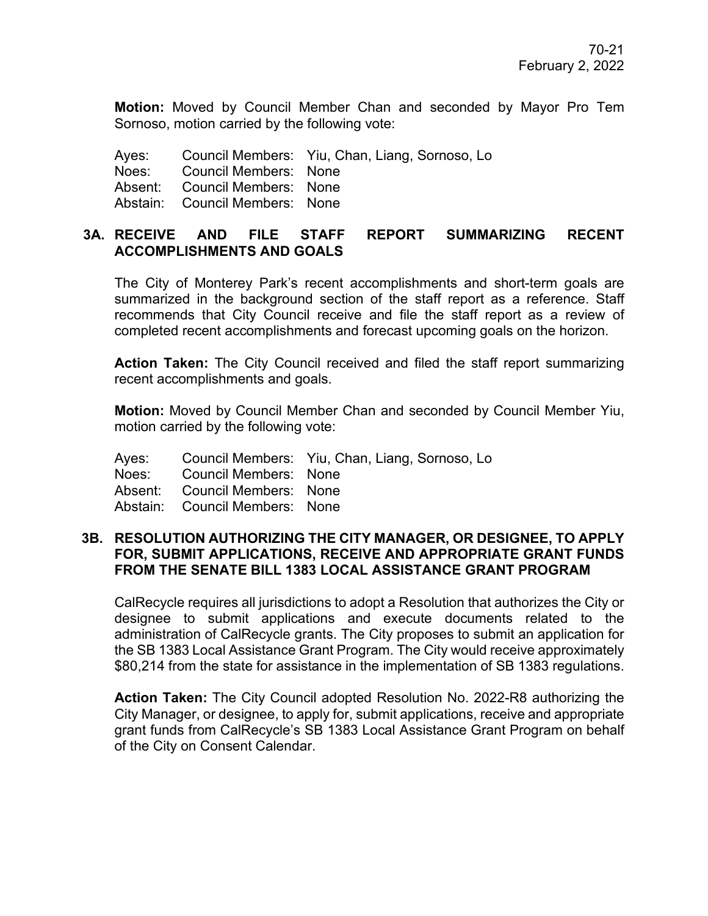**Motion:** Moved by Council Member Chan and seconded by Mayor Pro Tem Sornoso, motion carried by the following vote:

Ayes: Council Members: Yiu, Chan, Liang, Sornoso, Lo
Noes: Council Members: None
Absent: Council Members: None
Abstain: Council Members: None

### 3A. RECEIVE AND FILE STAFF REPORT SUMMARIZING RECENT ACCOMPLISHMENTS AND GOALS

The City of Monterey Park's recent accomplishments and short-term goals are summarized in the background section of the staff report as a reference. Staff recommends that City Council receive and file the staff report as a review of completed recent accomplishments and forecast upcoming goals on the horizon.

**Action Taken:** The City Council received and filed the staff report summarizing recent accomplishments and goals.

**Motion:** Moved by Council Member Chan and seconded by Council Member Yiu, motion carried by the following vote:

Ayes: Council Members: Yiu, Chan, Liang, Sornoso, Lo
Noes: Council Members: None
Absent: Council Members: None
Abstain: Council Members: None

### 3B. RESOLUTION AUTHORIZING THE CITY MANAGER, OR DESIGNEE, TO APPLY FOR, SUBMIT APPLICATIONS, RECEIVE AND APPROPRIATE GRANT FUNDS FROM THE SENATE BILL 1383 LOCAL ASSISTANCE GRANT PROGRAM

CalRecycle requires all jurisdictions to adopt a Resolution that authorizes the City or designee to submit applications and execute documents related to the administration of CalRecycle grants. The City proposes to submit an application for the SB 1383 Local Assistance Grant Program. The City would receive approximately $80,214 from the state for assistance in the implementation of SB 1383 regulations.

**Action Taken:** The City Council adopted Resolution No. 2022-R8 authorizing the City Manager, or designee, to apply for, submit applications, receive and appropriate grant funds from CalRecycle's SB 1383 Local Assistance Grant Program on behalf of the City on Consent Calendar.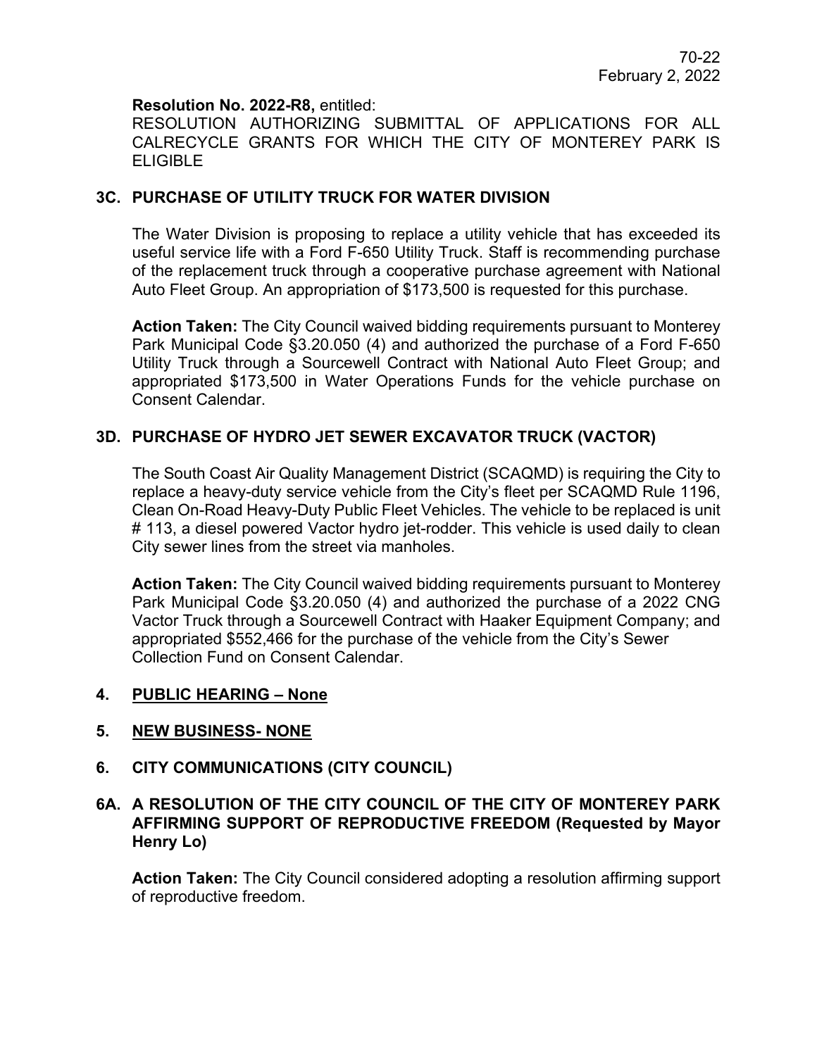**Resolution No. 2022-R8,** entitled:
RESOLUTION AUTHORIZING SUBMITTAL OF APPLICATIONS FOR ALL CALRECYCLE GRANTS FOR WHICH THE CITY OF MONTEREY PARK IS ELIGIBLE

## 3C. PURCHASE OF UTILITY TRUCK FOR WATER DIVISION

The Water Division is proposing to replace a utility vehicle that has exceeded its useful service life with a Ford F-650 Utility Truck. Staff is recommending purchase of the replacement truck through a cooperative purchase agreement with National Auto Fleet Group. An appropriation of $173,500 is requested for this purchase.

**Action Taken:** The City Council waived bidding requirements pursuant to Monterey Park Municipal Code §3.20.050 (4) and authorized the purchase of a Ford F-650 Utility Truck through a Sourcewell Contract with National Auto Fleet Group; and appropriated $173,500 in Water Operations Funds for the vehicle purchase on Consent Calendar.

## 3D. PURCHASE OF HYDRO JET SEWER EXCAVATOR TRUCK (VACTOR)

The South Coast Air Quality Management District (SCAQMD) is requiring the City to replace a heavy-duty service vehicle from the City's fleet per SCAQMD Rule 1196, Clean On-Road Heavy-Duty Public Fleet Vehicles. The vehicle to be replaced is unit # 113, a diesel powered Vactor hydro jet-rodder. This vehicle is used daily to clean City sewer lines from the street via manholes.

**Action Taken:** The City Council waived bidding requirements pursuant to Monterey Park Municipal Code §3.20.050 (4) and authorized the purchase of a 2022 CNG Vactor Truck through a Sourcewell Contract with Haaker Equipment Company; and appropriated $552,466 for the purchase of the vehicle from the City's Sewer Collection Fund on Consent Calendar.

## 4. PUBLIC HEARING – None

## 5. NEW BUSINESS- NONE

## 6. CITY COMMUNICATIONS (CITY COUNCIL)

## 6A. A RESOLUTION OF THE CITY COUNCIL OF THE CITY OF MONTEREY PARK AFFIRMING SUPPORT OF REPRODUCTIVE FREEDOM (Requested by Mayor Henry Lo)

**Action Taken:** The City Council considered adopting a resolution affirming support of reproductive freedom.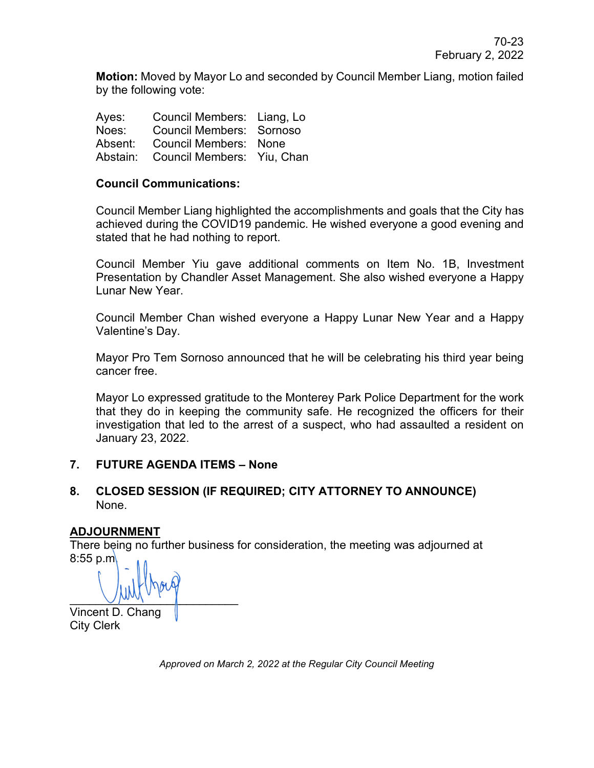**Motion:** Moved by Mayor Lo and seconded by Council Member Liang, motion failed by the following vote:

| | | |
|---|---|---|
| Ayes: | Council Members: | Liang, Lo |
| Noes: | Council Members: | Sornoso |
| Absent: | Council Members: | None |
| Abstain: | Council Members: | Yiu, Chan |

**Council Communications:**

Council Member Liang highlighted the accomplishments and goals that the City has achieved during the COVID19 pandemic. He wished everyone a good evening and stated that he had nothing to report.

Council Member Yiu gave additional comments on Item No. 1B, Investment Presentation by Chandler Asset Management. She also wished everyone a Happy Lunar New Year.

Council Member Chan wished everyone a Happy Lunar New Year and a Happy Valentine's Day.

Mayor Pro Tem Sornoso announced that he will be celebrating his third year being cancer free.

Mayor Lo expressed gratitude to the Monterey Park Police Department for the work that they do in keeping the community safe. He recognized the officers for their investigation that led to the arrest of a suspect, who had assaulted a resident on January 23, 2022.

**7. FUTURE AGENDA ITEMS – None**

**8. CLOSED SESSION (IF REQUIRED; CITY ATTORNEY TO ANNOUNCE)**
None.

**ADJOURNMENT**

There being no further business for consideration, the meeting was adjourned at 8:55 p.m.

\_\_\_\_\_\_\_\_\_\_\_\_\_\_\_\_\_\_\_\_\_\_\_\_\_\_\_\_
Vincent D. Chang
City Clerk

*Approved on March 2, 2022 at the Regular City Council Meeting*